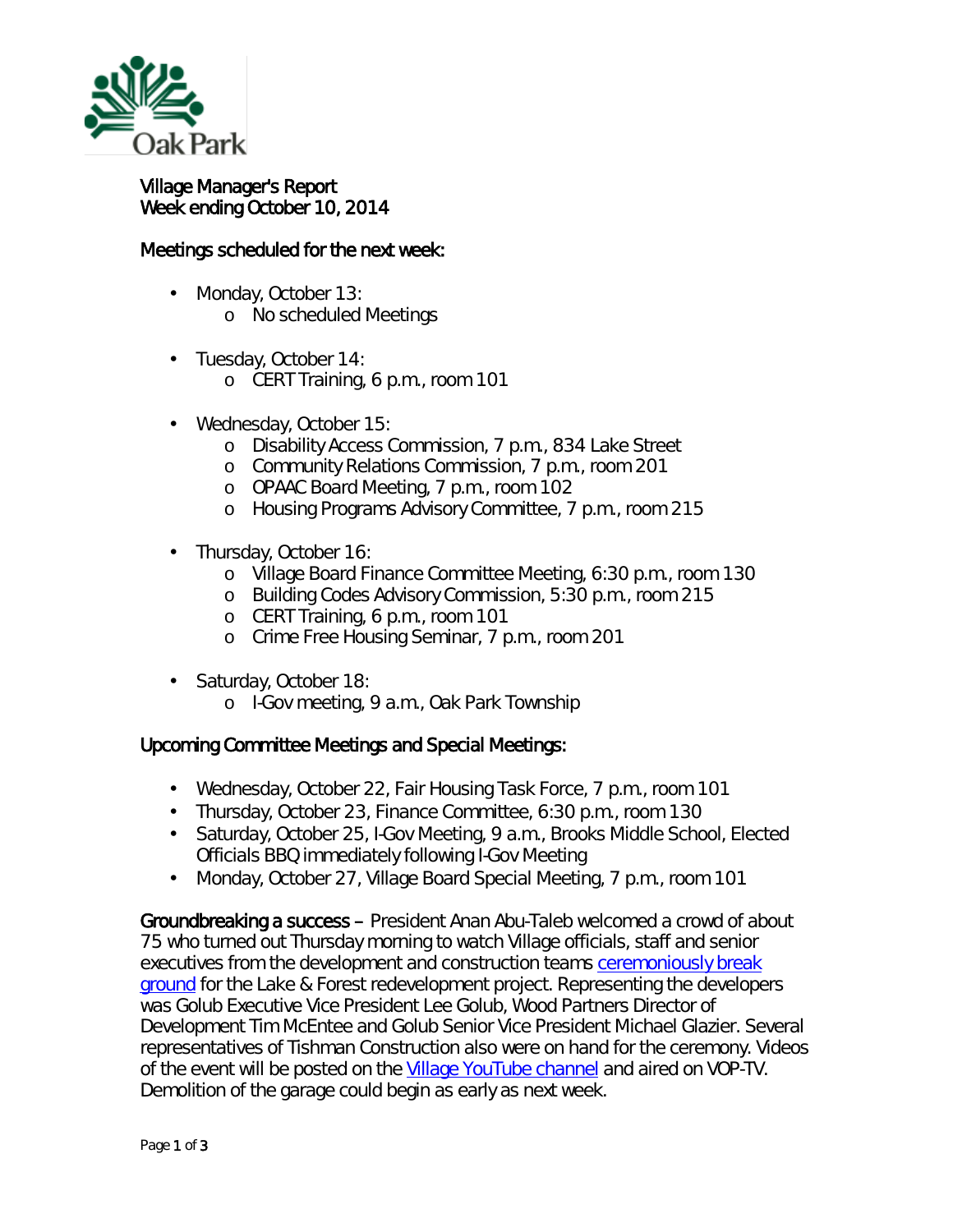Oak Park

# Village Manager's Report
Week ending October 10, 2014

## Meetings scheduled for the next week:

- Monday, October 13:
  - No scheduled Meetings
- Tuesday, October 14:
  - CERT Training, 6 p.m., room 101
- Wednesday, October 15:
  - Disability Access Commission, 7 p.m., 834 Lake Street
  - Community Relations Commission, 7 p.m., room 201
  - OPAAC Board Meeting, 7 p.m., room 102
  - Housing Programs Advisory Committee, 7 p.m., room 215
- Thursday, October 16:
  - Village Board Finance Committee Meeting, 6:30 p.m., room 130
  - Building Codes Advisory Commission, 5:30 p.m., room 215
  - CERT Training, 6 p.m., room 101
  - Crime Free Housing Seminar, 7 p.m., room 201
- Saturday, October 18:
  - I-Gov meeting, 9 a.m., Oak Park Township

## Upcoming Committee Meetings and Special Meetings:

- Wednesday, October 22, Fair Housing Task Force, 7 p.m., room 101
- Thursday, October 23, Finance Committee, 6:30 p.m., room 130
- Saturday, October 25, I-Gov Meeting, 9 a.m., Brooks Middle School, Elected Officials BBQ immediately following I-Gov Meeting
- Monday, October 27, Village Board Special Meeting, 7 p.m., room 101

**Groundbreaking a success** – President Anan Abu-Taleb welcomed a crowd of about 75 who turned out Thursday morning to watch Village officials, staff and senior executives from the development and construction teams ceremoniously break ground for the Lake & Forest redevelopment project. Representing the developers was Golub Executive Vice President Lee Golub, Wood Partners Director of Development Tim McEntee and Golub Senior Vice President Michael Glazier. Several representatives of Tishman Construction also were on hand for the ceremony. Videos of the event will be posted on the Village YouTube channel and aired on VOP-TV. Demolition of the garage could begin as early as next week.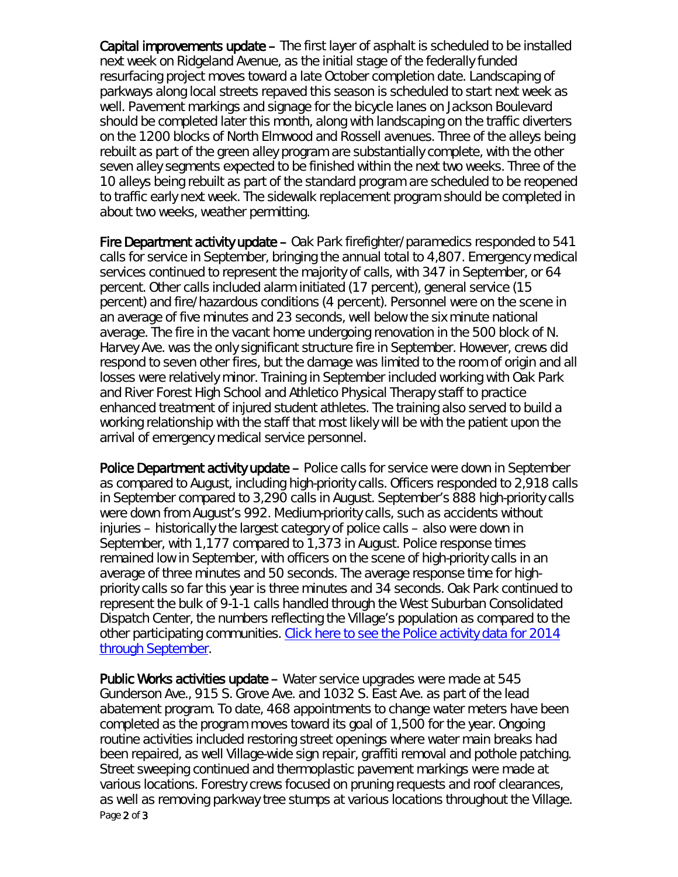**Capital improvements update –** The first layer of asphalt is scheduled to be installed next week on Ridgeland Avenue, as the initial stage of the federally funded resurfacing project moves toward a late October completion date. Landscaping of parkways along local streets repaved this season is scheduled to start next week as well. Pavement markings and signage for the bicycle lanes on Jackson Boulevard should be completed later this month, along with landscaping on the traffic diverters on the 1200 blocks of North Elmwood and Rossell avenues. Three of the alleys being rebuilt as part of the green alley program are substantially complete, with the other seven alley segments expected to be finished within the next two weeks. Three of the 10 alleys being rebuilt as part of the standard program are scheduled to be reopened to traffic early next week. The sidewalk replacement program should be completed in about two weeks, weather permitting.

**Fire Department activity update –** Oak Park firefighter/paramedics responded to 541 calls for service in September, bringing the annual total to 4,807. Emergency medical services continued to represent the majority of calls, with 347 in September, or 64 percent. Other calls included alarm initiated (17 percent), general service (15 percent) and fire/hazardous conditions (4 percent). Personnel were on the scene in an average of five minutes and 23 seconds, well below the six minute national average. The fire in the vacant home undergoing renovation in the 500 block of N. Harvey Ave. was the only significant structure fire in September. However, crews did respond to seven other fires, but the damage was limited to the room of origin and all losses were relatively minor. Training in September included working with Oak Park and River Forest High School and Athletico Physical Therapy staff to practice enhanced treatment of injured student athletes. The training also served to build a working relationship with the staff that most likely will be with the patient upon the arrival of emergency medical service personnel.

**Police Department activity update –** Police calls for service were down in September as compared to August, including high-priority calls. Officers responded to 2,918 calls in September compared to 3,290 calls in August. September's 888 high-priority calls were down from August's 992. Medium-priority calls, such as accidents without injuries – historically the largest category of police calls – also were down in September, with 1,177 compared to 1,373 in August. Police response times remained low in September, with officers on the scene of high-priority calls in an average of three minutes and 50 seconds. The average response time for high-priority calls so far this year is three minutes and 34 seconds. Oak Park continued to represent the bulk of 9-1-1 calls handled through the West Suburban Consolidated Dispatch Center, the numbers reflecting the Village's population as compared to the other participating communities. Click here to see the Police activity data for 2014 through September.

**Public Works activities update –** Water service upgrades were made at 545 Gunderson Ave., 915 S. Grove Ave. and 1032 S. East Ave. as part of the lead abatement program. To date, 468 appointments to change water meters have been completed as the program moves toward its goal of 1,500 for the year. Ongoing routine activities included restoring street openings where water main breaks had been repaired, as well Village-wide sign repair, graffiti removal and pothole patching. Street sweeping continued and thermoplastic pavement markings were made at various locations. Forestry crews focused on pruning requests and roof clearances, as well as removing parkway tree stumps at various locations throughout the Village.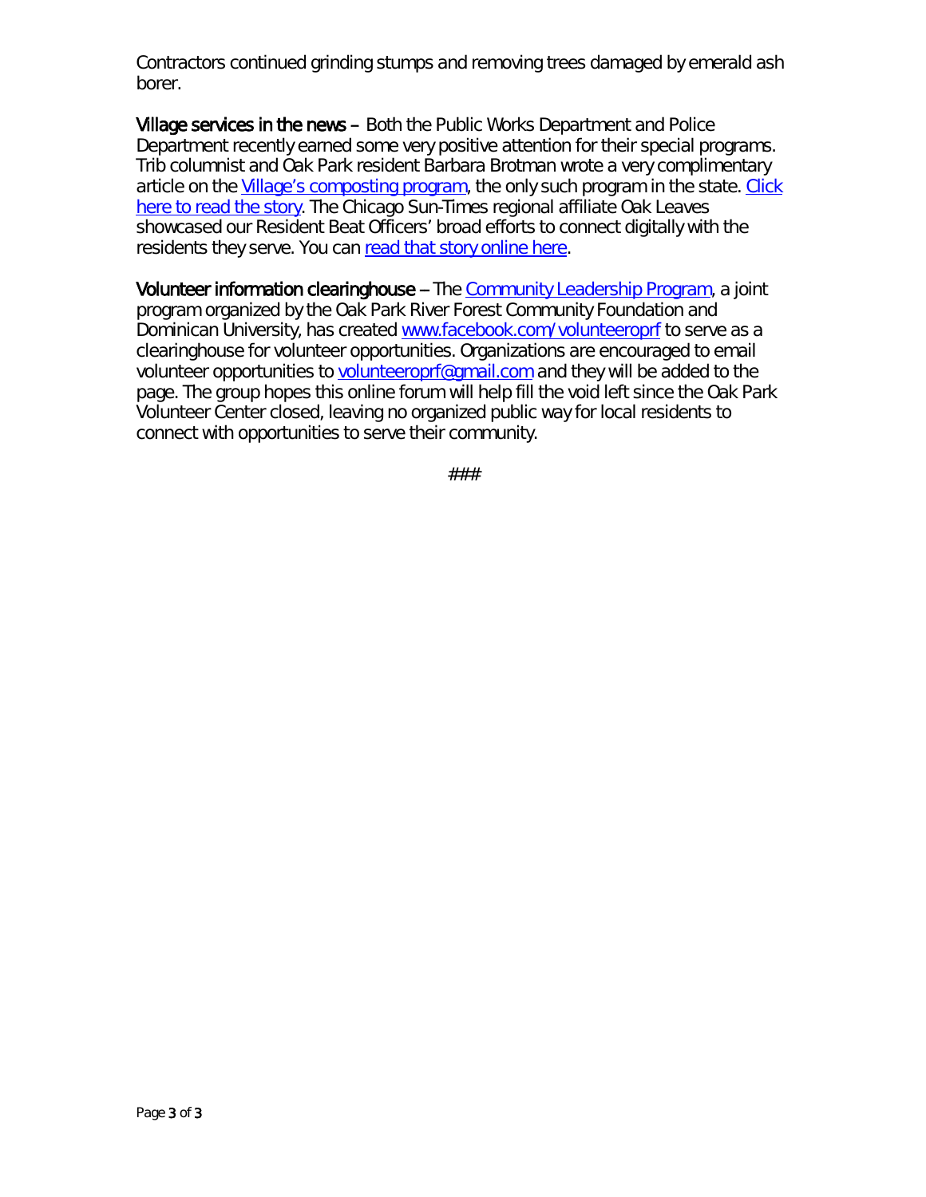Contractors continued grinding stumps and removing trees damaged by emerald ash borer.

**Village services in the news** – Both the Public Works Department and Police Department recently earned some very positive attention for their special programs. Trib columnist and Oak Park resident Barbara Brotman wrote a very complimentary article on the Village's composting program, the only such program in the state. Click here to read the story. The Chicago Sun-Times regional affiliate Oak Leaves showcased our Resident Beat Officers' broad efforts to connect digitally with the residents they serve. You can read that story online here.

**Volunteer information clearinghouse** – The Community Leadership Program, a joint program organized by the Oak Park River Forest Community Foundation and Dominican University, has created www.facebook.com/volunteeroprf to serve as a clearinghouse for volunteer opportunities. Organizations are encouraged to email volunteer opportunities to volunteeroprf@gmail.com and they will be added to the page. The group hopes this online forum will help fill the void left since the Oak Park Volunteer Center closed, leaving no organized public way for local residents to connect with opportunities to serve their community.

###